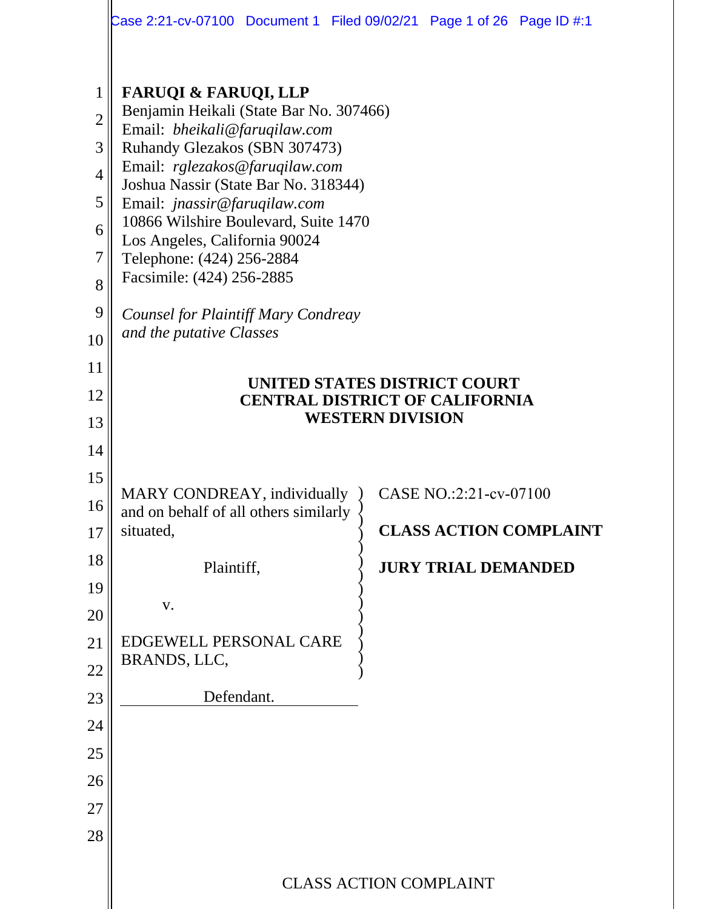**FARUQI & FARUQI, LLP**
Benjamin Heikali (State Bar No. 307466)
Email: *bheikali@faruqilaw.com*
Ruhandy Glezakos (SBN 307473)
Email: *rglezakos@faruqilaw.com*
Joshua Nassir (State Bar No. 318344)
Email: *jnassir@faruqilaw.com*
10866 Wilshire Boulevard, Suite 1470
Los Angeles, California 90024
Telephone: (424) 256-2884
Facsimile: (424) 256-2885

*Counsel for Plaintiff Mary Condreay and the putative Classes*

**UNITED STATES DISTRICT COURT**
**CENTRAL DISTRICT OF CALIFORNIA**
**WESTERN DIVISION**

MARY CONDREAY, individually and on behalf of all others similarly situated,

Plaintiff,

v.

EDGEWELL PERSONAL CARE BRANDS, LLC,

Defendant.

CASE NO.:2:21-cv-07100

**CLASS ACTION COMPLAINT**

**JURY TRIAL DEMANDED**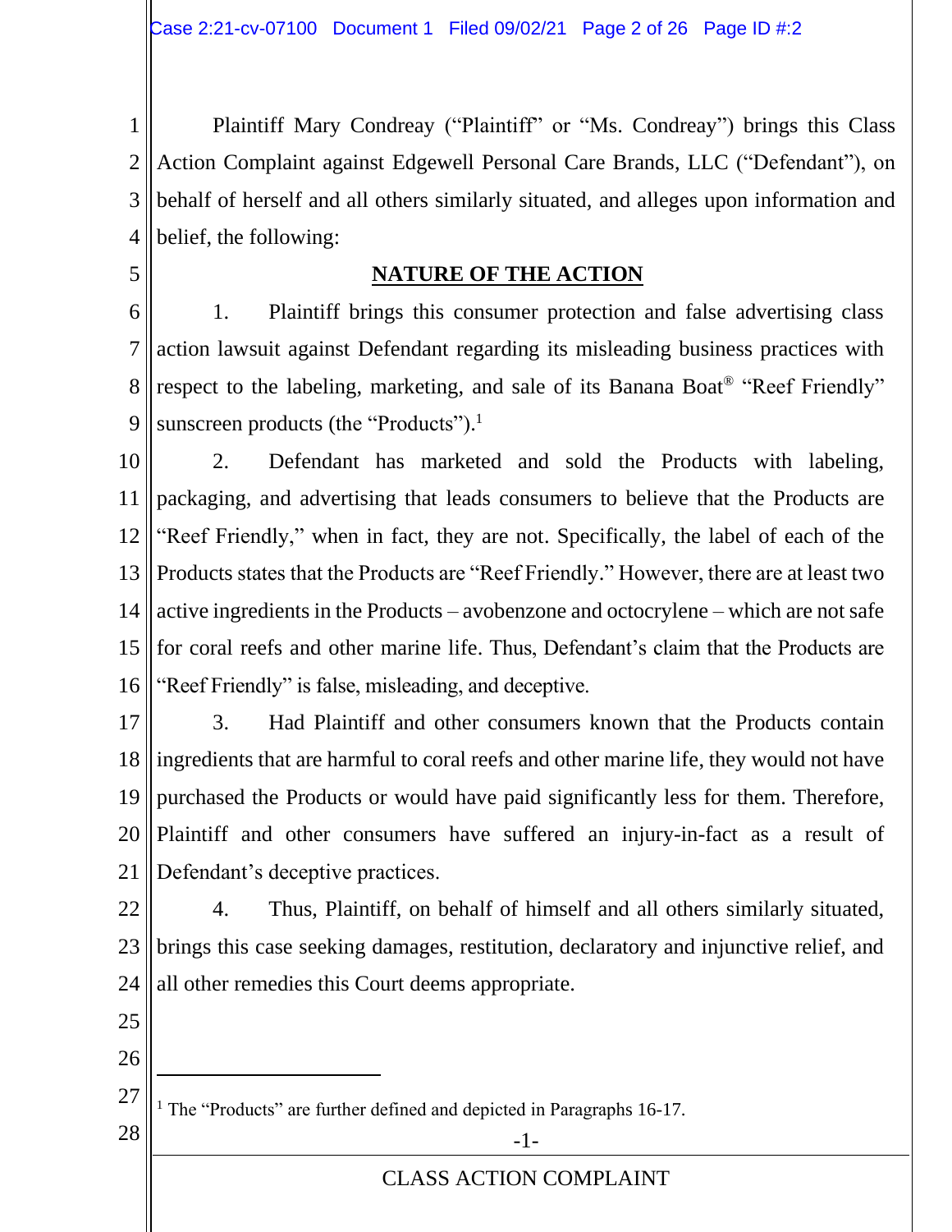Plaintiff Mary Condreay ("Plaintiff" or "Ms. Condreay") brings this Class Action Complaint against Edgewell Personal Care Brands, LLC ("Defendant"), on behalf of herself and all others similarly situated, and alleges upon information and belief, the following:

## NATURE OF THE ACTION

1. Plaintiff brings this consumer protection and false advertising class action lawsuit against Defendant regarding its misleading business practices with respect to the labeling, marketing, and sale of its Banana Boat® "Reef Friendly" sunscreen products (the "Products").[1]

2. Defendant has marketed and sold the Products with labeling, packaging, and advertising that leads consumers to believe that the Products are "Reef Friendly," when in fact, they are not. Specifically, the label of each of the Products states that the Products are "Reef Friendly." However, there are at least two active ingredients in the Products – avobenzone and octocrylene – which are not safe for coral reefs and other marine life. Thus, Defendant's claim that the Products are "Reef Friendly" is false, misleading, and deceptive.

3. Had Plaintiff and other consumers known that the Products contain ingredients that are harmful to coral reefs and other marine life, they would not have purchased the Products or would have paid significantly less for them. Therefore, Plaintiff and other consumers have suffered an injury-in-fact as a result of Defendant's deceptive practices.

4. Thus, Plaintiff, on behalf of himself and all others similarly situated, brings this case seeking damages, restitution, declaratory and injunctive relief, and all other remedies this Court deems appropriate.

---

[1] The "Products" are further defined and depicted in Paragraphs 16-17.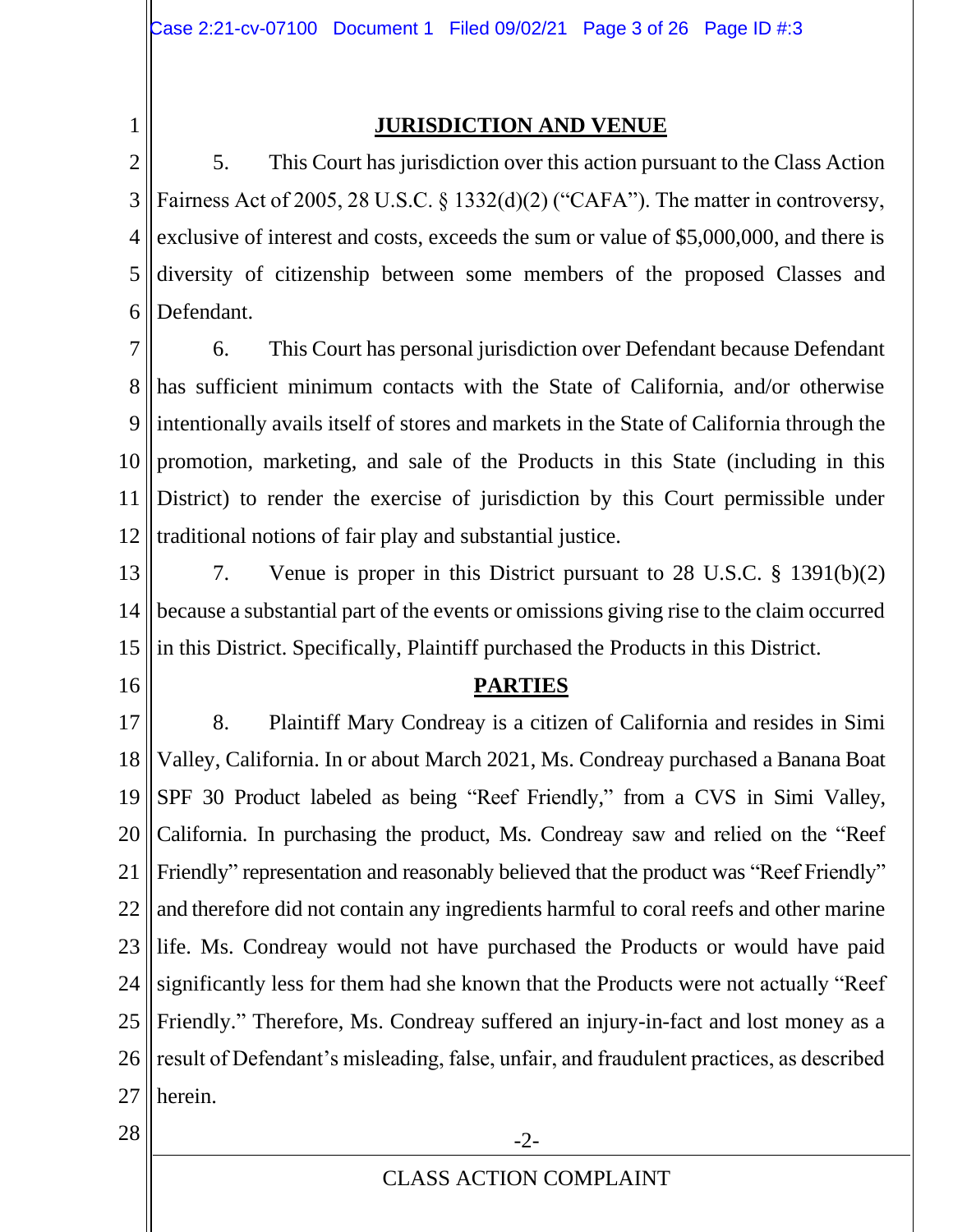## JURISDICTION AND VENUE

5. This Court has jurisdiction over this action pursuant to the Class Action Fairness Act of 2005, 28 U.S.C. § 1332(d)(2) ("CAFA"). The matter in controversy, exclusive of interest and costs, exceeds the sum or value of $5,000,000, and there is diversity of citizenship between some members of the proposed Classes and Defendant.

6. This Court has personal jurisdiction over Defendant because Defendant has sufficient minimum contacts with the State of California, and/or otherwise intentionally avails itself of stores and markets in the State of California through the promotion, marketing, and sale of the Products in this State (including in this District) to render the exercise of jurisdiction by this Court permissible under traditional notions of fair play and substantial justice.

7. Venue is proper in this District pursuant to 28 U.S.C. § 1391(b)(2) because a substantial part of the events or omissions giving rise to the claim occurred in this District. Specifically, Plaintiff purchased the Products in this District.

## PARTIES

8. Plaintiff Mary Condreay is a citizen of California and resides in Simi Valley, California. In or about March 2021, Ms. Condreay purchased a Banana Boat SPF 30 Product labeled as being "Reef Friendly," from a CVS in Simi Valley, California. In purchasing the product, Ms. Condreay saw and relied on the "Reef Friendly" representation and reasonably believed that the product was "Reef Friendly" and therefore did not contain any ingredients harmful to coral reefs and other marine life. Ms. Condreay would not have purchased the Products or would have paid significantly less for them had she known that the Products were not actually "Reef Friendly." Therefore, Ms. Condreay suffered an injury-in-fact and lost money as a result of Defendant's misleading, false, unfair, and fraudulent practices, as described herein.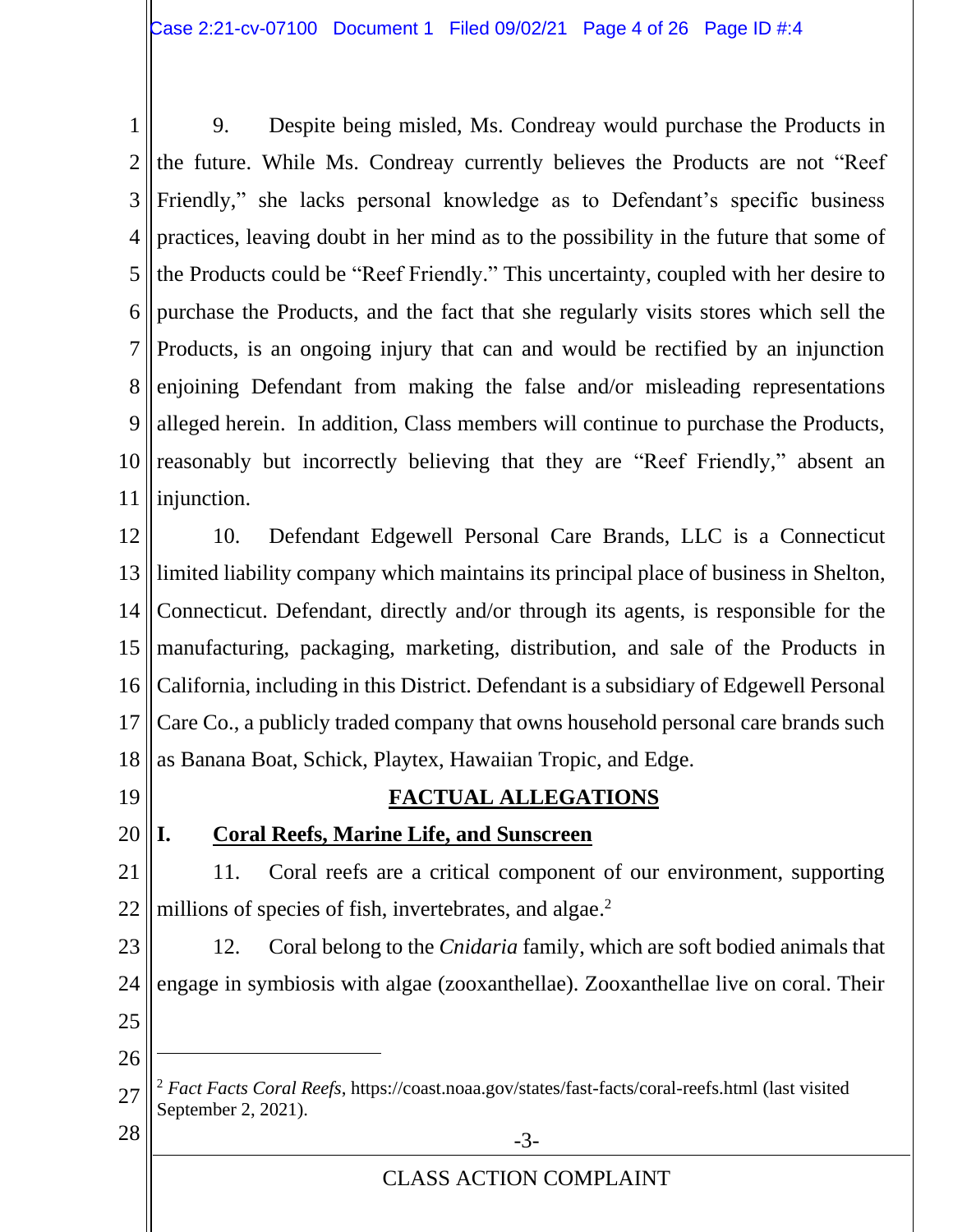9. Despite being misled, Ms. Condreay would purchase the Products in the future. While Ms. Condreay currently believes the Products are not "Reef Friendly," she lacks personal knowledge as to Defendant's specific business practices, leaving doubt in her mind as to the possibility in the future that some of the Products could be "Reef Friendly." This uncertainty, coupled with her desire to purchase the Products, and the fact that she regularly visits stores which sell the Products, is an ongoing injury that can and would be rectified by an injunction enjoining Defendant from making the false and/or misleading representations alleged herein. In addition, Class members will continue to purchase the Products, reasonably but incorrectly believing that they are "Reef Friendly," absent an injunction.

10. Defendant Edgewell Personal Care Brands, LLC is a Connecticut limited liability company which maintains its principal place of business in Shelton, Connecticut. Defendant, directly and/or through its agents, is responsible for the manufacturing, packaging, marketing, distribution, and sale of the Products in California, including in this District. Defendant is a subsidiary of Edgewell Personal Care Co., a publicly traded company that owns household personal care brands such as Banana Boat, Schick, Playtex, Hawaiian Tropic, and Edge.

## FACTUAL ALLEGATIONS

### I. Coral Reefs, Marine Life, and Sunscreen

11. Coral reefs are a critical component of our environment, supporting millions of species of fish, invertebrates, and algae.[2]

12. Coral belong to the *Cnidaria* family, which are soft bodied animals that engage in symbiosis with algae (zooxanthellae). Zooxanthellae live on coral. Their

---

[2] *Fact Facts Coral Reefs*, https://coast.noaa.gov/states/fast-facts/coral-reefs.html (last visited September 2, 2021).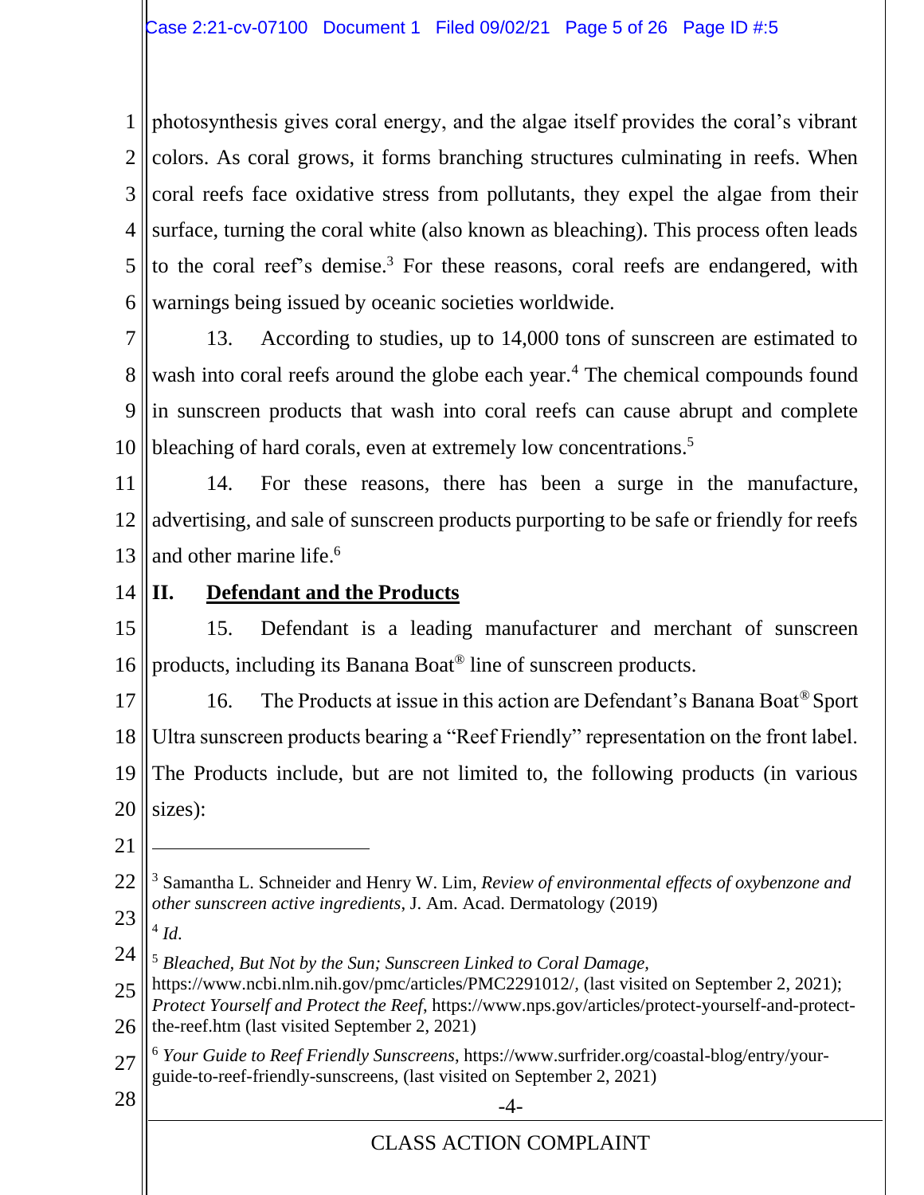photosynthesis gives coral energy, and the algae itself provides the coral's vibrant colors. As coral grows, it forms branching structures culminating in reefs. When coral reefs face oxidative stress from pollutants, they expel the algae from their surface, turning the coral white (also known as bleaching). This process often leads to the coral reef's demise.[3] For these reasons, coral reefs are endangered, with warnings being issued by oceanic societies worldwide.

13. According to studies, up to 14,000 tons of sunscreen are estimated to wash into coral reefs around the globe each year.[4] The chemical compounds found in sunscreen products that wash into coral reefs can cause abrupt and complete bleaching of hard corals, even at extremely low concentrations.[5]

14. For these reasons, there has been a surge in the manufacture, advertising, and sale of sunscreen products purporting to be safe or friendly for reefs and other marine life.[6]

## II. <u>Defendant and the Products</u>

15. Defendant is a leading manufacturer and merchant of sunscreen products, including its Banana Boat® line of sunscreen products.

16. The Products at issue in this action are Defendant's Banana Boat® Sport Ultra sunscreen products bearing a "Reef Friendly" representation on the front label. The Products include, but are not limited to, the following products (in various sizes):

---

[3] Samantha L. Schneider and Henry W. Lim, *Review of environmental effects of oxybenzone and other sunscreen active ingredients*, J. Am. Acad. Dermatology (2019)

[4] *Id.*

[5] *Bleached, But Not by the Sun; Sunscreen Linked to Coral Damage*, https://www.ncbi.nlm.nih.gov/pmc/articles/PMC2291012/, (last visited on September 2, 2021); *Protect Yourself and Protect the Reef*, https://www.nps.gov/articles/protect-yourself-and-protect-the-reef.htm (last visited September 2, 2021)

[6] *Your Guide to Reef Friendly Sunscreens*, https://www.surfrider.org/coastal-blog/entry/your-guide-to-reef-friendly-sunscreens, (last visited on September 2, 2021)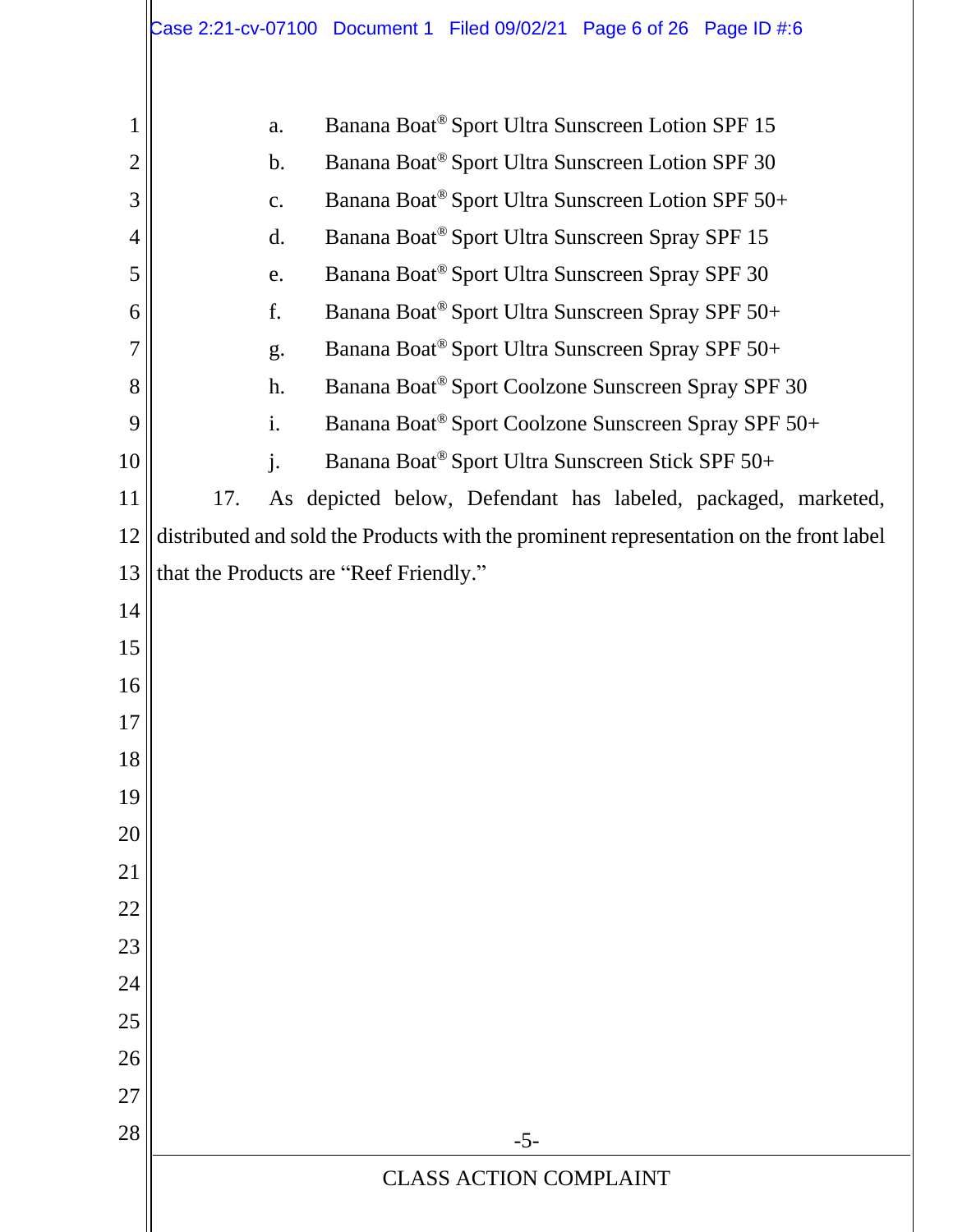a. Banana Boat® Sport Ultra Sunscreen Lotion SPF 15

b. Banana Boat® Sport Ultra Sunscreen Lotion SPF 30

c. Banana Boat® Sport Ultra Sunscreen Lotion SPF 50+

d. Banana Boat® Sport Ultra Sunscreen Spray SPF 15

e. Banana Boat® Sport Ultra Sunscreen Spray SPF 30

f. Banana Boat® Sport Ultra Sunscreen Spray SPF 50+

g. Banana Boat® Sport Ultra Sunscreen Spray SPF 50+

h. Banana Boat® Sport Coolzone Sunscreen Spray SPF 30

i. Banana Boat® Sport Coolzone Sunscreen Spray SPF 50+

j. Banana Boat® Sport Ultra Sunscreen Stick SPF 50+

17. As depicted below, Defendant has labeled, packaged, marketed, distributed and sold the Products with the prominent representation on the front label that the Products are "Reef Friendly."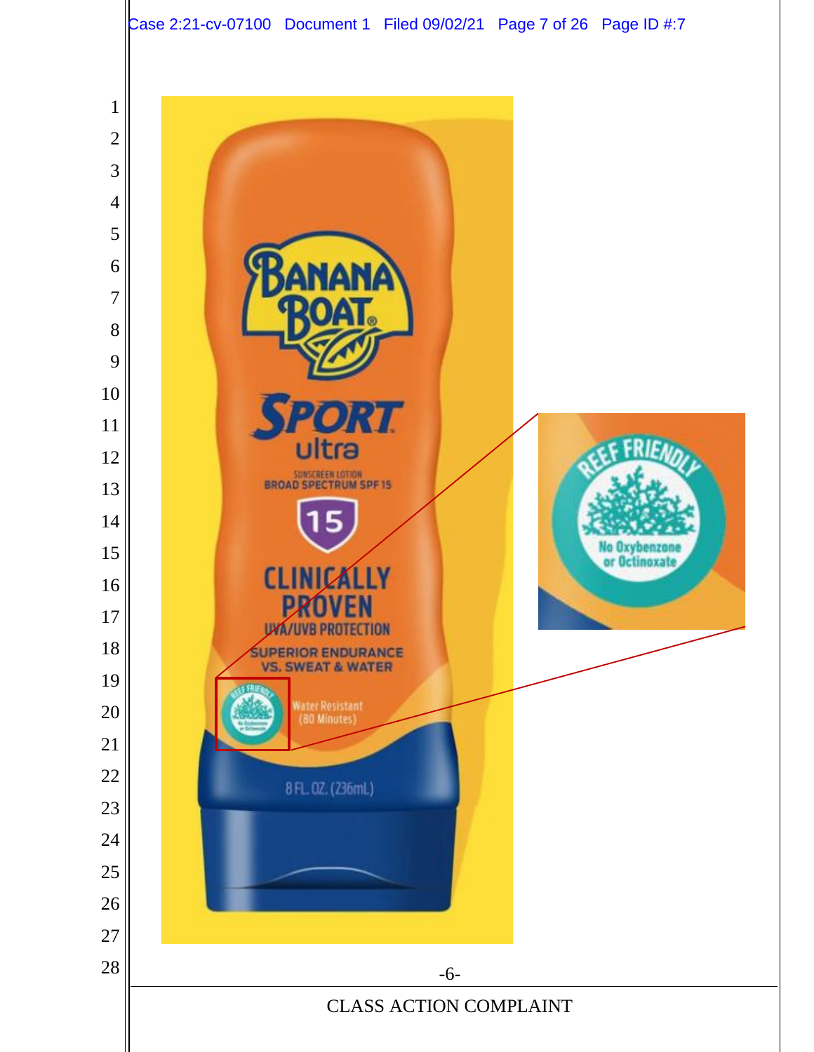BANANA BOAT®

SPORT ultra

SUNSCREEN LOTION
BROAD SPECTRUM SPF 15

15

CLINICALLY PROVEN
UVA/UVB PROTECTION

SUPERIOR ENDURANCE
VS. SWEAT & WATER

Water Resistant
(80 Minutes)

8 FL. OZ. (236mL)

REEF FRIENDLY
No Oxybenzone or Octinoxate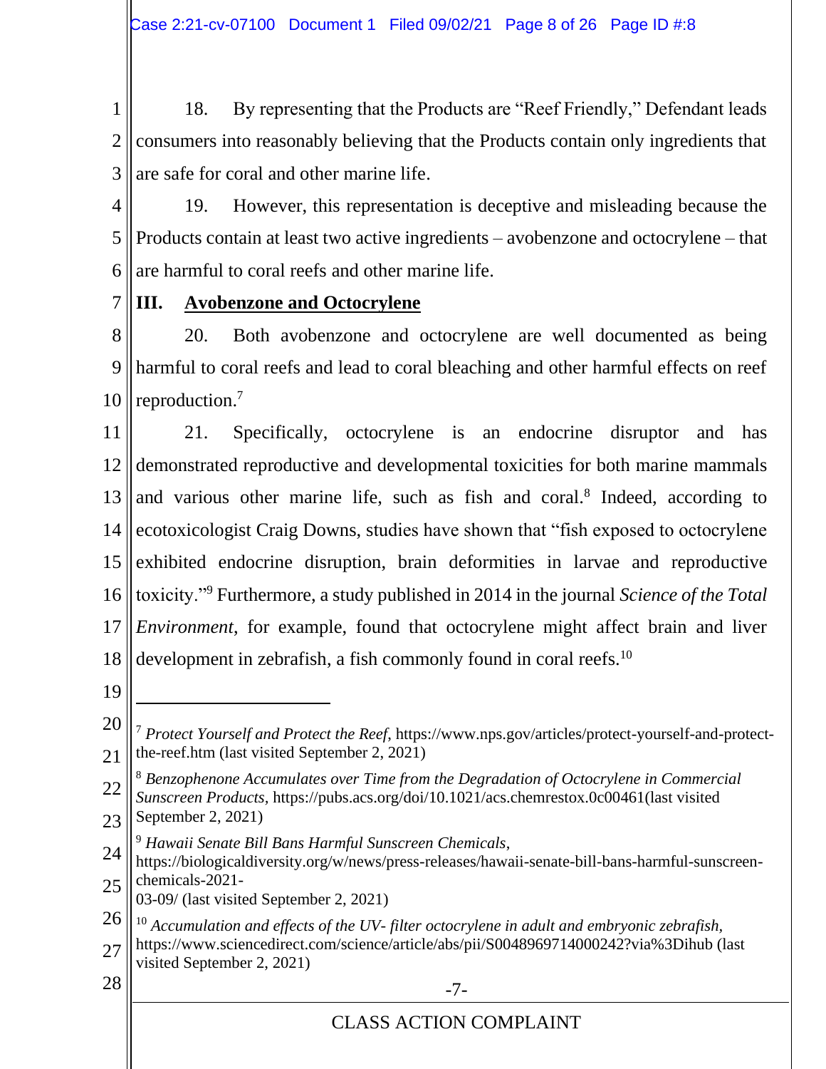18. By representing that the Products are "Reef Friendly," Defendant leads consumers into reasonably believing that the Products contain only ingredients that are safe for coral and other marine life.

19. However, this representation is deceptive and misleading because the Products contain at least two active ingredients – avobenzone and octocrylene – that are harmful to coral reefs and other marine life.

## III. Avobenzone and Octocrylene

20. Both avobenzone and octocrylene are well documented as being harmful to coral reefs and lead to coral bleaching and other harmful effects on reef reproduction.[7]

21. Specifically, octocrylene is an endocrine disruptor and has demonstrated reproductive and developmental toxicities for both marine mammals and various other marine life, such as fish and coral.[8] Indeed, according to ecotoxicologist Craig Downs, studies have shown that "fish exposed to octocrylene exhibited endocrine disruption, brain deformities in larvae and reproductive toxicity."[9] Furthermore, a study published in 2014 in the journal *Science of the Total Environment*, for example, found that octocrylene might affect brain and liver development in zebrafish, a fish commonly found in coral reefs.[10]

---

[7] *Protect Yourself and Protect the Reef*, https://www.nps.gov/articles/protect-yourself-and-protect-the-reef.htm (last visited September 2, 2021)

[8] *Benzophenone Accumulates over Time from the Degradation of Octocrylene in Commercial Sunscreen Products*, https://pubs.acs.org/doi/10.1021/acs.chemrestox.0c00461(last visited September 2, 2021)

[9] *Hawaii Senate Bill Bans Harmful Sunscreen Chemicals*, https://biologicaldiversity.org/w/news/press-releases/hawaii-senate-bill-bans-harmful-sunscreen-chemicals-2021-03-09/ (last visited September 2, 2021)

[10] *Accumulation and effects of the UV- filter octocrylene in adult and embryonic zebrafish,* https://www.sciencedirect.com/science/article/abs/pii/S0048969714000242?via%3Dihub (last visited September 2, 2021)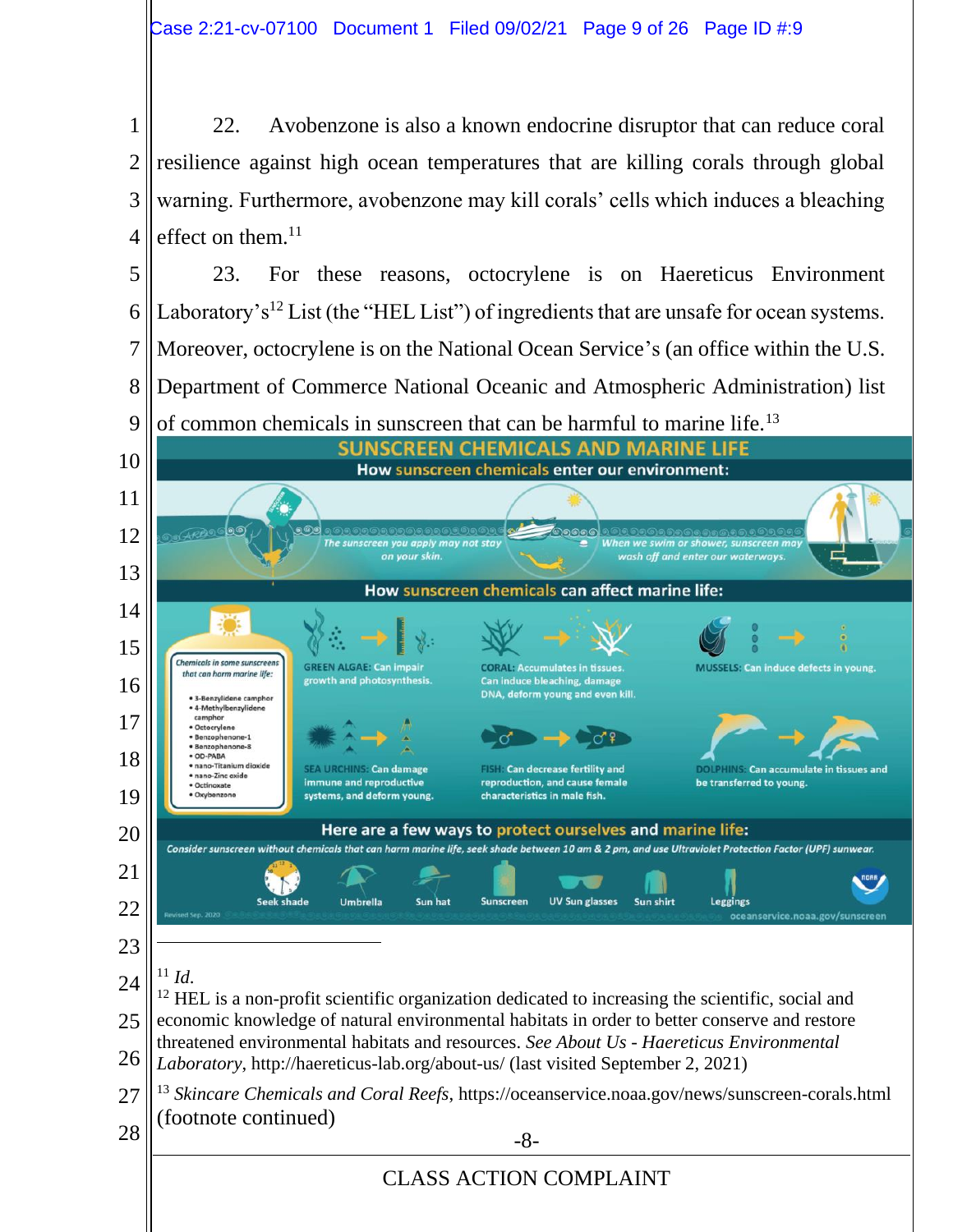22. Avobenzone is also a known endocrine disruptor that can reduce coral resilience against high ocean temperatures that are killing corals through global warning. Furthermore, avobenzone may kill corals' cells which induces a bleaching effect on them.[11]

23. For these reasons, octocrylene is on Haereticus Environment Laboratory's[12] List (the "HEL List") of ingredients that are unsafe for ocean systems. Moreover, octocrylene is on the National Ocean Service's (an office within the U.S. Department of Commerce National Oceanic and Atmospheric Administration) list of common chemicals in sunscreen that can be harmful to marine life.[13]

SUNSCREEN CHEMICALS AND MARINE LIFE

How sunscreen chemicals enter our environment:

The sunscreen you apply may not stay on your skin.

When we swim or shower, sunscreen may wash off and enter our waterways.

How sunscreen chemicals can affect marine life:

Chemicals in some sunscreens that can harm marine life:

- 3-Benzylidene camphor
- 4-Methylbenzylidene camphor
- Octocrylene
- Benzophenone-1
- Benzophenone-8
- OD-PABA
- nano-Titanium dioxide
- nano-Zinc oxide
- Octinoxate
- Oxybenzone

GREEN ALGAE: Can impair growth and photosynthesis.

CORAL: Accumulates in tissues. Can induce bleaching, damage DNA, deform young and even kill.

MUSSELS: Can induce defects in young.

SEA URCHINS: Can damage immune and reproductive systems, and deform young.

FISH: Can decrease fertility and reproduction, and cause female characteristics in male fish.

DOLPHINS: Can accumulate in tissues and be transferred to young.

Here are a few ways to protect ourselves and marine life:

Consider sunscreen without chemicals that can harm marine life, seek shade between 10 am & 2 pm, and use Ultraviolet Protection Factor (UPF) sunwear.

Seek shade | Umbrella | Sun hat | Sunscreen | UV Sun glasses | Sun shirt | Leggings

Revised Sep. 2020

oceanservice.noaa.gov/sunscreen

---

[11] *Id.*

[12] HEL is a non-profit scientific organization dedicated to increasing the scientific, social and economic knowledge of natural environmental habitats in order to better conserve and restore threatened environmental habitats and resources. *See About Us - Haereticus Environmental Laboratory*, http://haereticus-lab.org/about-us/ (last visited September 2, 2021)

[13] *Skincare Chemicals and Coral Reefs*, https://oceanservice.noaa.gov/news/sunscreen-corals.html (footnote continued)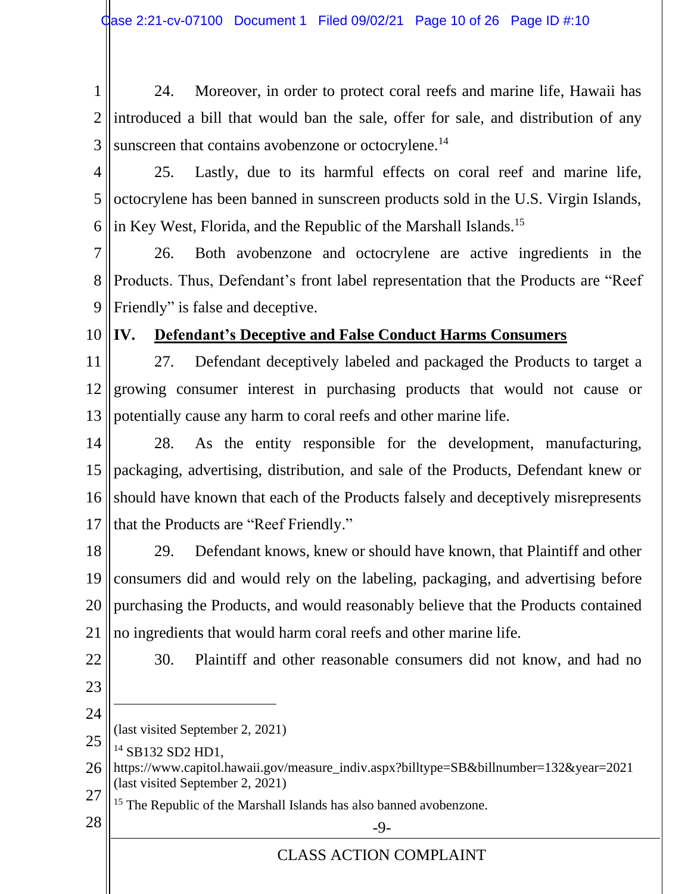24. Moreover, in order to protect coral reefs and marine life, Hawaii has introduced a bill that would ban the sale, offer for sale, and distribution of any sunscreen that contains avobenzone or octocrylene.[14]

25. Lastly, due to its harmful effects on coral reef and marine life, octocrylene has been banned in sunscreen products sold in the U.S. Virgin Islands, in Key West, Florida, and the Republic of the Marshall Islands.[15]

26. Both avobenzone and octocrylene are active ingredients in the Products. Thus, Defendant's front label representation that the Products are "Reef Friendly" is false and deceptive.

## IV. Defendant's Deceptive and False Conduct Harms Consumers

27. Defendant deceptively labeled and packaged the Products to target a growing consumer interest in purchasing products that would not cause or potentially cause any harm to coral reefs and other marine life.

28. As the entity responsible for the development, manufacturing, packaging, advertising, distribution, and sale of the Products, Defendant knew or should have known that each of the Products falsely and deceptively misrepresents that the Products are "Reef Friendly."

29. Defendant knows, knew or should have known, that Plaintiff and other consumers did and would rely on the labeling, packaging, and advertising before purchasing the Products, and would reasonably believe that the Products contained no ingredients that would harm coral reefs and other marine life.

30. Plaintiff and other reasonable consumers did not know, and had no

---

(last visited September 2, 2021)

[14] SB132 SD2 HD1, https://www.capitol.hawaii.gov/measure_indiv.aspx?billtype=SB&billnumber=132&year=2021 (last visited September 2, 2021)

[15] The Republic of the Marshall Islands has also banned avobenzone.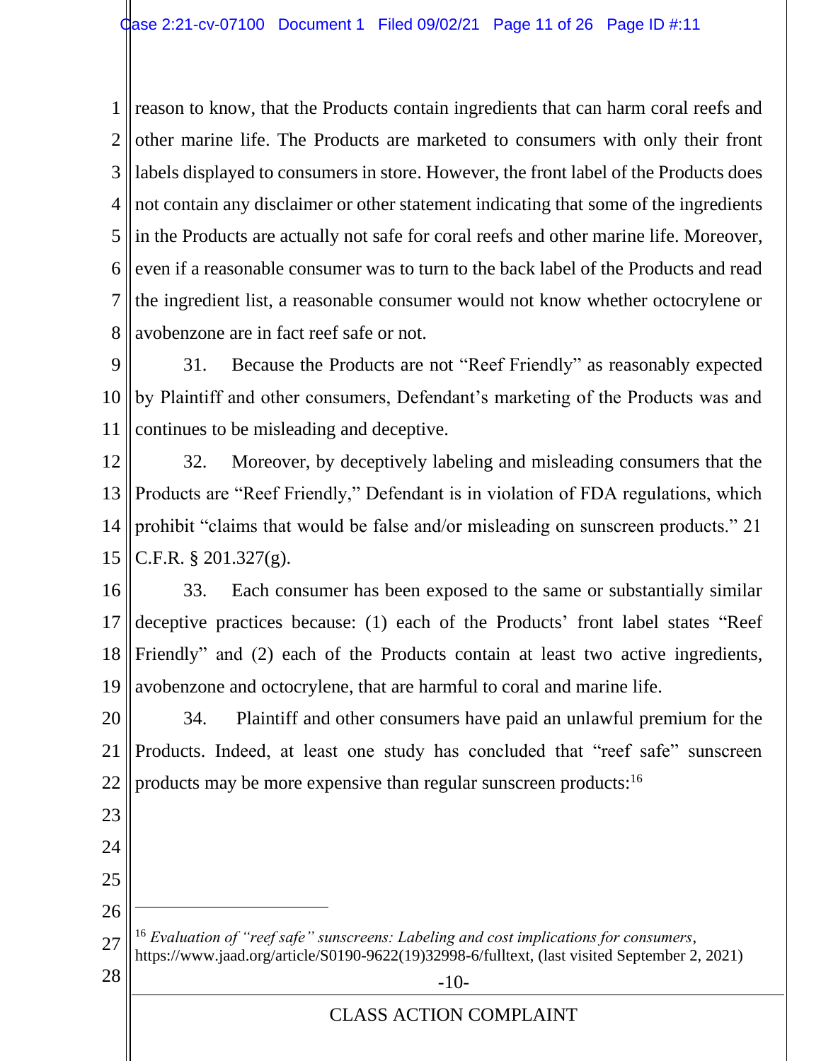reason to know, that the Products contain ingredients that can harm coral reefs and other marine life. The Products are marketed to consumers with only their front labels displayed to consumers in store. However, the front label of the Products does not contain any disclaimer or other statement indicating that some of the ingredients in the Products are actually not safe for coral reefs and other marine life. Moreover, even if a reasonable consumer was to turn to the back label of the Products and read the ingredient list, a reasonable consumer would not know whether octocrylene or avobenzone are in fact reef safe or not.

31. Because the Products are not "Reef Friendly" as reasonably expected by Plaintiff and other consumers, Defendant's marketing of the Products was and continues to be misleading and deceptive.

32. Moreover, by deceptively labeling and misleading consumers that the Products are "Reef Friendly," Defendant is in violation of FDA regulations, which prohibit "claims that would be false and/or misleading on sunscreen products." 21 C.F.R. § 201.327(g).

33. Each consumer has been exposed to the same or substantially similar deceptive practices because: (1) each of the Products' front label states "Reef Friendly" and (2) each of the Products contain at least two active ingredients, avobenzone and octocrylene, that are harmful to coral and marine life.

34. Plaintiff and other consumers have paid an unlawful premium for the Products. Indeed, at least one study has concluded that "reef safe" sunscreen products may be more expensive than regular sunscreen products:[16]

---

[16] *Evaluation of "reef safe" sunscreens: Labeling and cost implications for consumers*, https://www.jaad.org/article/S0190-9622(19)32998-6/fulltext, (last visited September 2, 2021)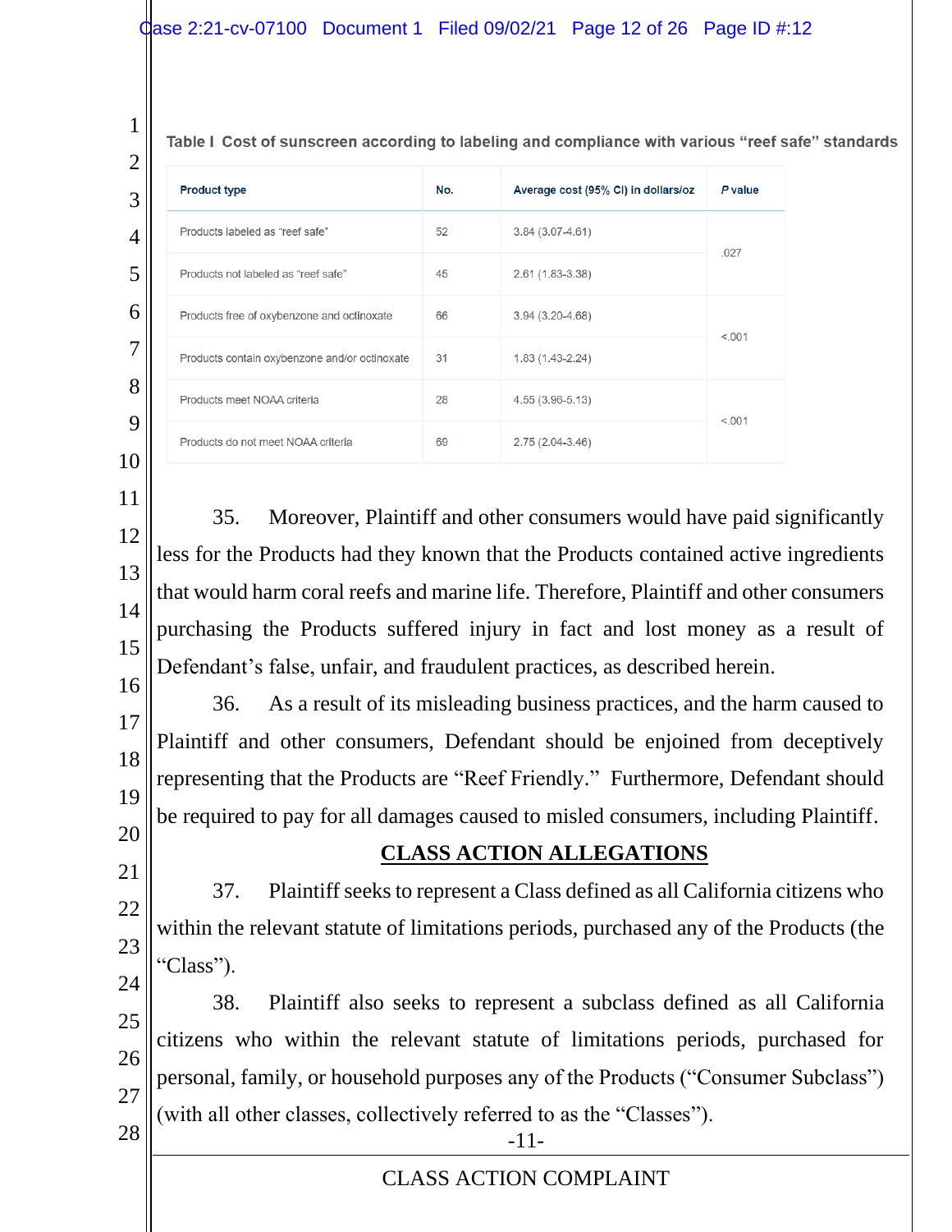**Table I Cost of sunscreen according to labeling and compliance with various "reef safe" standards**

| Product type | No. | Average cost (95% CI) in dollars/oz | *P* value |
|---|---|---|---|
| Products labeled as "reef safe" | 52 | 3.84 (3.07-4.61) | .027 |
| Products not labeled as "reef safe" | 45 | 2.61 (1.83-3.38) | |
| Products free of oxybenzone and octinoxate | 66 | 3.94 (3.20-4.68) | <.001 |
| Products contain oxybenzone and/or octinoxate | 31 | 1.83 (1.43-2.24) | |
| Products meet NOAA criteria | 28 | 4.55 (3.96-5.13) | <.001 |
| Products do not meet NOAA criteria | 69 | 2.75 (2.04-3.46) | |

35. Moreover, Plaintiff and other consumers would have paid significantly less for the Products had they known that the Products contained active ingredients that would harm coral reefs and marine life. Therefore, Plaintiff and other consumers purchasing the Products suffered injury in fact and lost money as a result of Defendant's false, unfair, and fraudulent practices, as described herein.

36. As a result of its misleading business practices, and the harm caused to Plaintiff and other consumers, Defendant should be enjoined from deceptively representing that the Products are "Reef Friendly." Furthermore, Defendant should be required to pay for all damages caused to misled consumers, including Plaintiff.

## CLASS ACTION ALLEGATIONS

37. Plaintiff seeks to represent a Class defined as all California citizens who within the relevant statute of limitations periods, purchased any of the Products (the "Class").

38. Plaintiff also seeks to represent a subclass defined as all California citizens who within the relevant statute of limitations periods, purchased for personal, family, or household purposes any of the Products ("Consumer Subclass") (with all other classes, collectively referred to as the "Classes").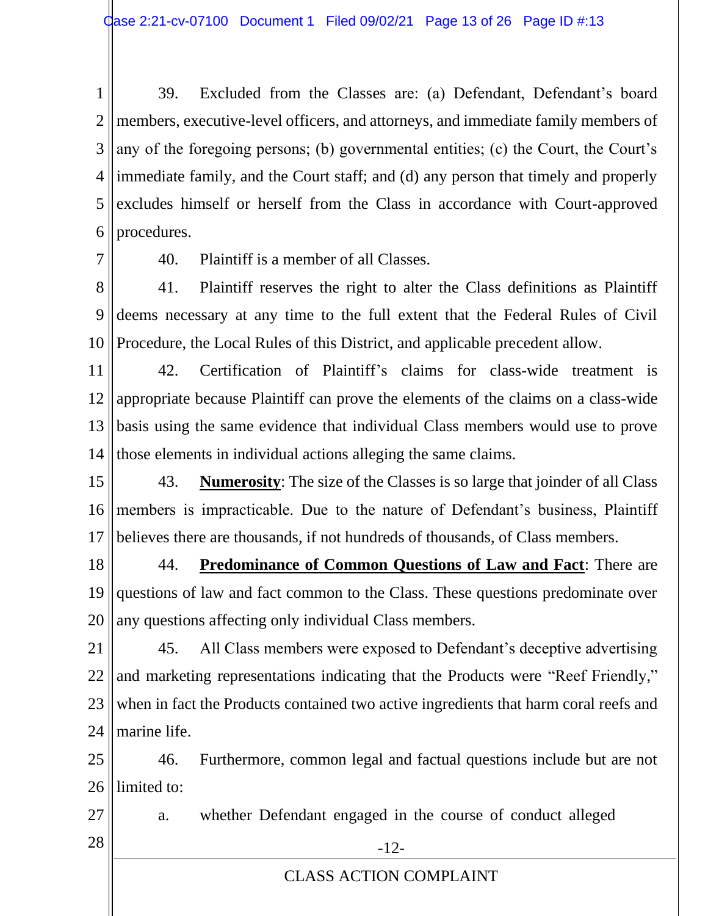39. Excluded from the Classes are: (a) Defendant, Defendant's board members, executive-level officers, and attorneys, and immediate family members of any of the foregoing persons; (b) governmental entities; (c) the Court, the Court's immediate family, and the Court staff; and (d) any person that timely and properly excludes himself or herself from the Class in accordance with Court-approved procedures.

40. Plaintiff is a member of all Classes.

41. Plaintiff reserves the right to alter the Class definitions as Plaintiff deems necessary at any time to the full extent that the Federal Rules of Civil Procedure, the Local Rules of this District, and applicable precedent allow.

42. Certification of Plaintiff's claims for class-wide treatment is appropriate because Plaintiff can prove the elements of the claims on a class-wide basis using the same evidence that individual Class members would use to prove those elements in individual actions alleging the same claims.

43. **Numerosity**: The size of the Classes is so large that joinder of all Class members is impracticable. Due to the nature of Defendant's business, Plaintiff believes there are thousands, if not hundreds of thousands, of Class members.

44. **Predominance of Common Questions of Law and Fact**: There are questions of law and fact common to the Class. These questions predominate over any questions affecting only individual Class members.

45. All Class members were exposed to Defendant's deceptive advertising and marketing representations indicating that the Products were "Reef Friendly," when in fact the Products contained two active ingredients that harm coral reefs and marine life.

46. Furthermore, common legal and factual questions include but are not limited to:

a. whether Defendant engaged in the course of conduct alleged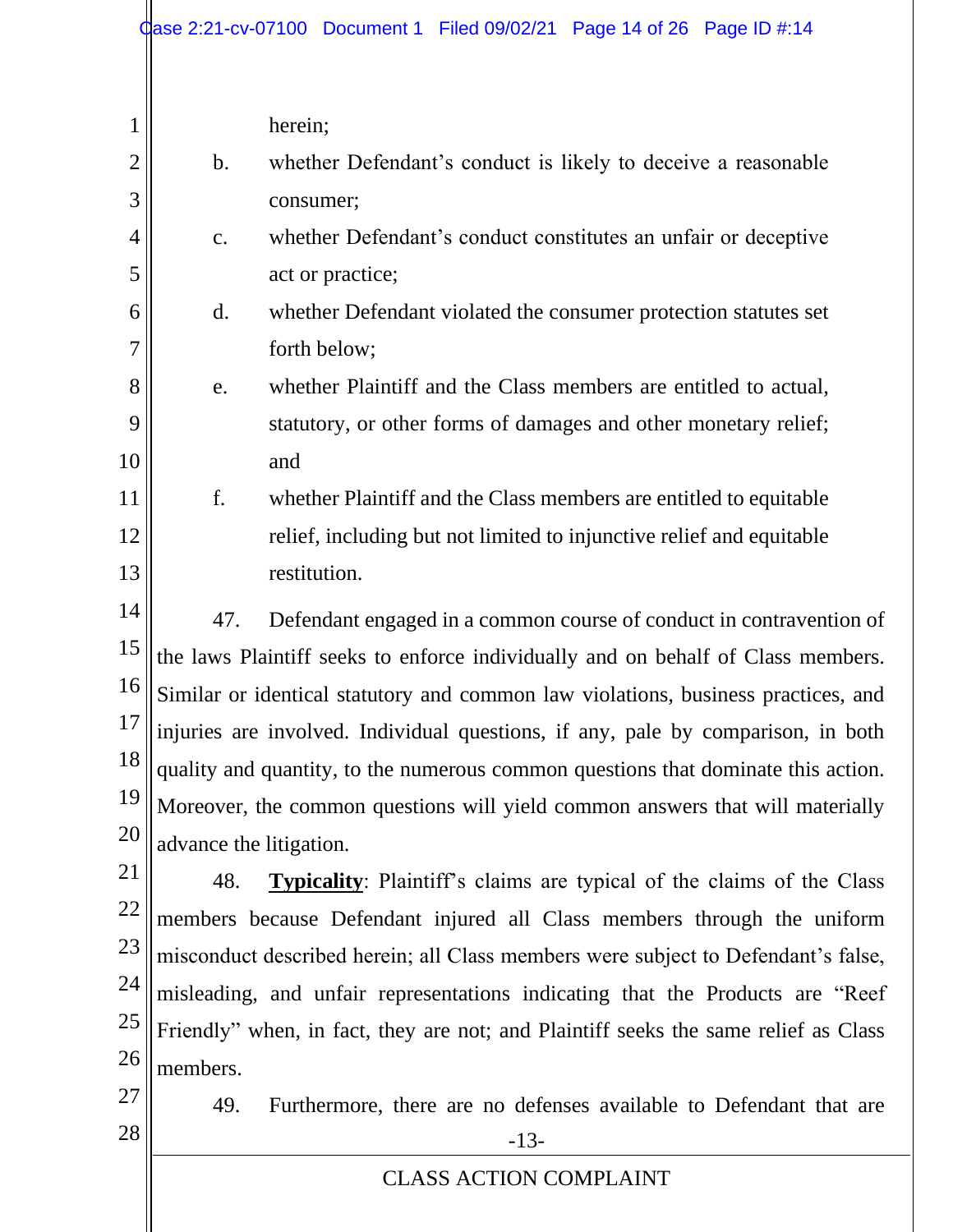herein;

b. whether Defendant's conduct is likely to deceive a reasonable consumer;

c. whether Defendant's conduct constitutes an unfair or deceptive act or practice;

d. whether Defendant violated the consumer protection statutes set forth below;

e. whether Plaintiff and the Class members are entitled to actual, statutory, or other forms of damages and other monetary relief; and

f. whether Plaintiff and the Class members are entitled to equitable relief, including but not limited to injunctive relief and equitable restitution.

47. Defendant engaged in a common course of conduct in contravention of the laws Plaintiff seeks to enforce individually and on behalf of Class members. Similar or identical statutory and common law violations, business practices, and injuries are involved. Individual questions, if any, pale by comparison, in both quality and quantity, to the numerous common questions that dominate this action. Moreover, the common questions will yield common answers that will materially advance the litigation.

48. **Typicality**: Plaintiff's claims are typical of the claims of the Class members because Defendant injured all Class members through the uniform misconduct described herein; all Class members were subject to Defendant's false, misleading, and unfair representations indicating that the Products are "Reef Friendly" when, in fact, they are not; and Plaintiff seeks the same relief as Class members.

49. Furthermore, there are no defenses available to Defendant that are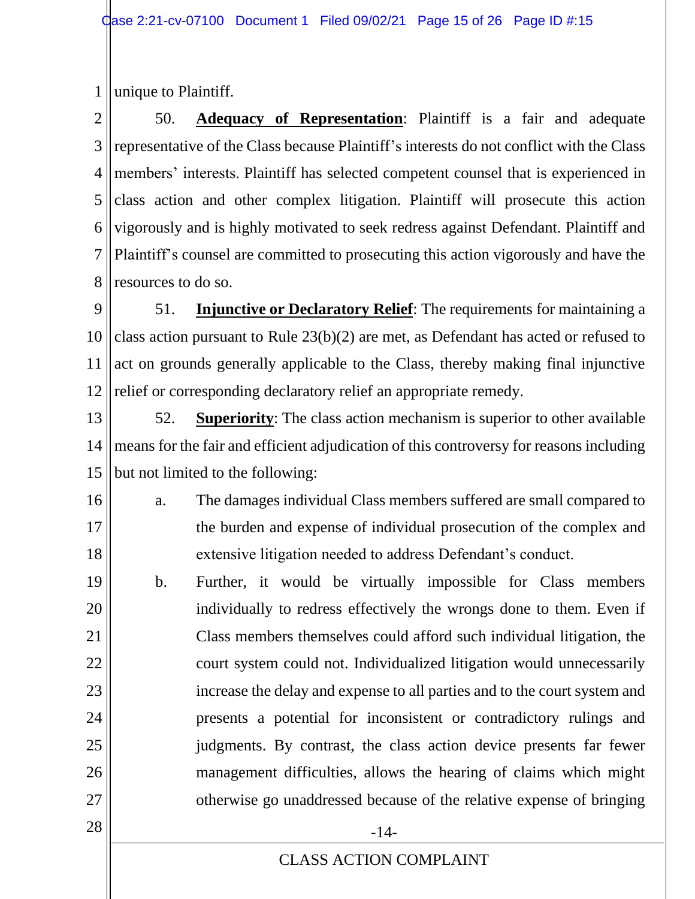unique to Plaintiff.

50. **Adequacy of Representation**: Plaintiff is a fair and adequate representative of the Class because Plaintiff's interests do not conflict with the Class members' interests. Plaintiff has selected competent counsel that is experienced in class action and other complex litigation. Plaintiff will prosecute this action vigorously and is highly motivated to seek redress against Defendant. Plaintiff and Plaintiff's counsel are committed to prosecuting this action vigorously and have the resources to do so.

51. **Injunctive or Declaratory Relief**: The requirements for maintaining a class action pursuant to Rule 23(b)(2) are met, as Defendant has acted or refused to act on grounds generally applicable to the Class, thereby making final injunctive relief or corresponding declaratory relief an appropriate remedy.

52. **Superiority**: The class action mechanism is superior to other available means for the fair and efficient adjudication of this controversy for reasons including but not limited to the following:

a. The damages individual Class members suffered are small compared to the burden and expense of individual prosecution of the complex and extensive litigation needed to address Defendant's conduct.

b. Further, it would be virtually impossible for Class members individually to redress effectively the wrongs done to them. Even if Class members themselves could afford such individual litigation, the court system could not. Individualized litigation would unnecessarily increase the delay and expense to all parties and to the court system and presents a potential for inconsistent or contradictory rulings and judgments. By contrast, the class action device presents far fewer management difficulties, allows the hearing of claims which might otherwise go unaddressed because of the relative expense of bringing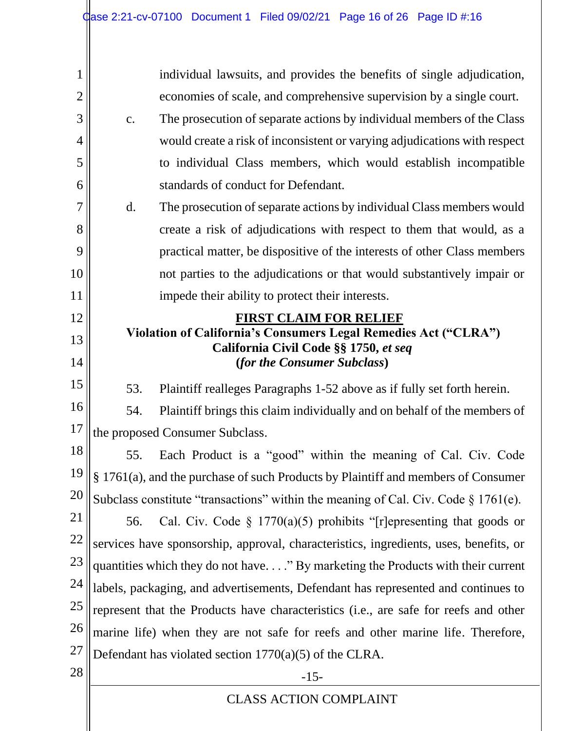individual lawsuits, and provides the benefits of single adjudication, economies of scale, and comprehensive supervision by a single court.

c. The prosecution of separate actions by individual members of the Class would create a risk of inconsistent or varying adjudications with respect to individual Class members, which would establish incompatible standards of conduct for Defendant.

d. The prosecution of separate actions by individual Class members would create a risk of adjudications with respect to them that would, as a practical matter, be dispositive of the interests of other Class members not parties to the adjudications or that would substantively impair or impede their ability to protect their interests.

**FIRST CLAIM FOR RELIEF**

**Violation of California's Consumers Legal Remedies Act ("CLRA")**
**California Civil Code §§ 1750, *et seq***
**(*for the Consumer Subclass*)**

53. Plaintiff realleges Paragraphs 1-52 above as if fully set forth herein.

54. Plaintiff brings this claim individually and on behalf of the members of the proposed Consumer Subclass.

55. Each Product is a "good" within the meaning of Cal. Civ. Code § 1761(a), and the purchase of such Products by Plaintiff and members of Consumer Subclass constitute "transactions" within the meaning of Cal. Civ. Code § 1761(e).

56. Cal. Civ. Code § 1770(a)(5) prohibits "[r]epresenting that goods or services have sponsorship, approval, characteristics, ingredients, uses, benefits, or quantities which they do not have. . . ." By marketing the Products with their current labels, packaging, and advertisements, Defendant has represented and continues to represent that the Products have characteristics (i.e., are safe for reefs and other marine life) when they are not safe for reefs and other marine life. Therefore, Defendant has violated section 1770(a)(5) of the CLRA.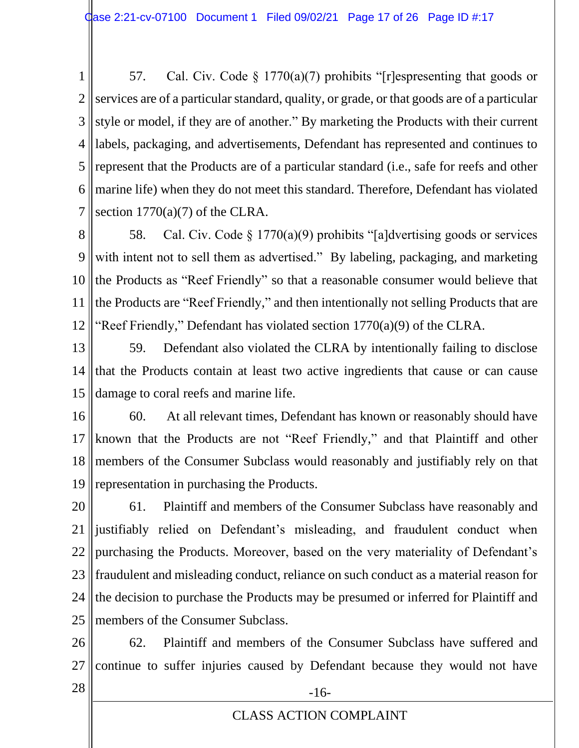57. Cal. Civ. Code § 1770(a)(7) prohibits "[r]espresenting that goods or services are of a particular standard, quality, or grade, or that goods are of a particular style or model, if they are of another." By marketing the Products with their current labels, packaging, and advertisements, Defendant has represented and continues to represent that the Products are of a particular standard (i.e., safe for reefs and other marine life) when they do not meet this standard. Therefore, Defendant has violated section 1770(a)(7) of the CLRA.

58. Cal. Civ. Code § 1770(a)(9) prohibits "[a]dvertising goods or services with intent not to sell them as advertised." By labeling, packaging, and marketing the Products as "Reef Friendly" so that a reasonable consumer would believe that the Products are "Reef Friendly," and then intentionally not selling Products that are "Reef Friendly," Defendant has violated section 1770(a)(9) of the CLRA.

59. Defendant also violated the CLRA by intentionally failing to disclose that the Products contain at least two active ingredients that cause or can cause damage to coral reefs and marine life.

60. At all relevant times, Defendant has known or reasonably should have known that the Products are not "Reef Friendly," and that Plaintiff and other members of the Consumer Subclass would reasonably and justifiably rely on that representation in purchasing the Products.

61. Plaintiff and members of the Consumer Subclass have reasonably and justifiably relied on Defendant's misleading, and fraudulent conduct when purchasing the Products. Moreover, based on the very materiality of Defendant's fraudulent and misleading conduct, reliance on such conduct as a material reason for the decision to purchase the Products may be presumed or inferred for Plaintiff and members of the Consumer Subclass.

62. Plaintiff and members of the Consumer Subclass have suffered and continue to suffer injuries caused by Defendant because they would not have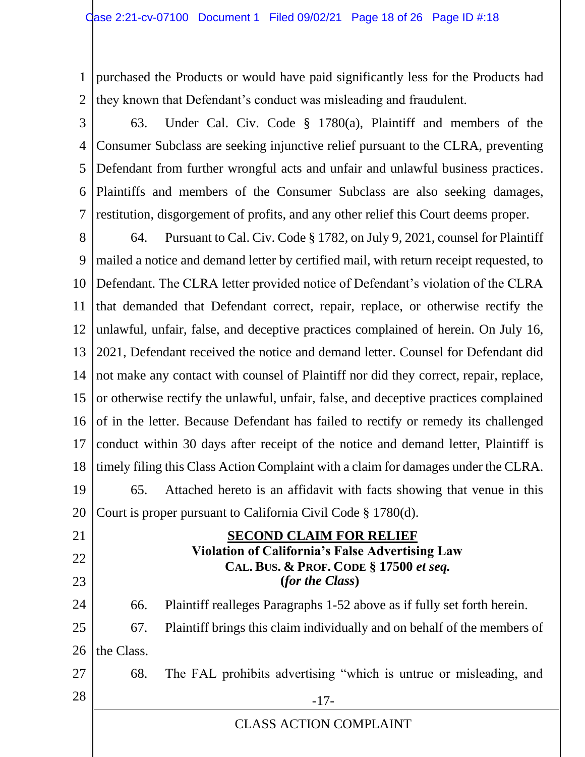purchased the Products or would have paid significantly less for the Products had they known that Defendant's conduct was misleading and fraudulent.

63. Under Cal. Civ. Code § 1780(a), Plaintiff and members of the Consumer Subclass are seeking injunctive relief pursuant to the CLRA, preventing Defendant from further wrongful acts and unfair and unlawful business practices. Plaintiffs and members of the Consumer Subclass are also seeking damages, restitution, disgorgement of profits, and any other relief this Court deems proper.

64. Pursuant to Cal. Civ. Code § 1782, on July 9, 2021, counsel for Plaintiff mailed a notice and demand letter by certified mail, with return receipt requested, to Defendant. The CLRA letter provided notice of Defendant's violation of the CLRA that demanded that Defendant correct, repair, replace, or otherwise rectify the unlawful, unfair, false, and deceptive practices complained of herein. On July 16, 2021, Defendant received the notice and demand letter. Counsel for Defendant did not make any contact with counsel of Plaintiff nor did they correct, repair, replace, or otherwise rectify the unlawful, unfair, false, and deceptive practices complained of in the letter. Because Defendant has failed to rectify or remedy its challenged conduct within 30 days after receipt of the notice and demand letter, Plaintiff is timely filing this Class Action Complaint with a claim for damages under the CLRA.

65. Attached hereto is an affidavit with facts showing that venue in this Court is proper pursuant to California Civil Code § 1780(d).

**SECOND CLAIM FOR RELIEF**
**Violation of California's False Advertising Law**
**CAL. BUS. & PROF. CODE § 17500 *et seq.***
**(*for the Class*)**

66. Plaintiff realleges Paragraphs 1-52 above as if fully set forth herein.

67. Plaintiff brings this claim individually and on behalf of the members of the Class.

68. The FAL prohibits advertising "which is untrue or misleading, and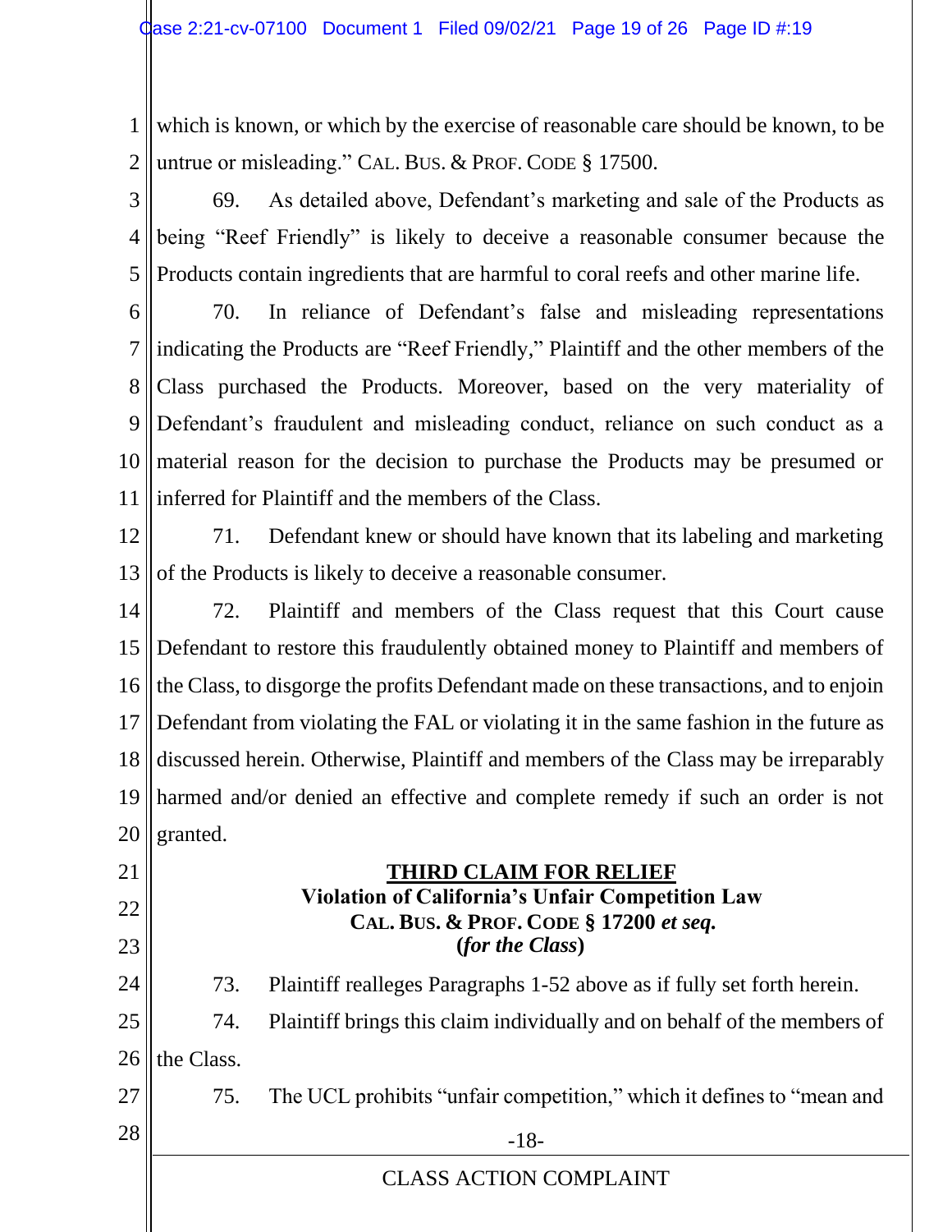which is known, or which by the exercise of reasonable care should be known, to be untrue or misleading." CAL. BUS. & PROF. CODE § 17500.

69. As detailed above, Defendant's marketing and sale of the Products as being "Reef Friendly" is likely to deceive a reasonable consumer because the Products contain ingredients that are harmful to coral reefs and other marine life.

70. In reliance of Defendant's false and misleading representations indicating the Products are "Reef Friendly," Plaintiff and the other members of the Class purchased the Products. Moreover, based on the very materiality of Defendant's fraudulent and misleading conduct, reliance on such conduct as a material reason for the decision to purchase the Products may be presumed or inferred for Plaintiff and the members of the Class.

71. Defendant knew or should have known that its labeling and marketing of the Products is likely to deceive a reasonable consumer.

72. Plaintiff and members of the Class request that this Court cause Defendant to restore this fraudulently obtained money to Plaintiff and members of the Class, to disgorge the profits Defendant made on these transactions, and to enjoin Defendant from violating the FAL or violating it in the same fashion in the future as discussed herein. Otherwise, Plaintiff and members of the Class may be irreparably harmed and/or denied an effective and complete remedy if such an order is not granted.

**THIRD CLAIM FOR RELIEF**
**Violation of California's Unfair Competition Law**
**CAL. BUS. & PROF. CODE § 17200 *et seq.***
**(*for the Class*)**

73. Plaintiff realleges Paragraphs 1-52 above as if fully set forth herein.

74. Plaintiff brings this claim individually and on behalf of the members of the Class.

75. The UCL prohibits "unfair competition," which it defines to "mean and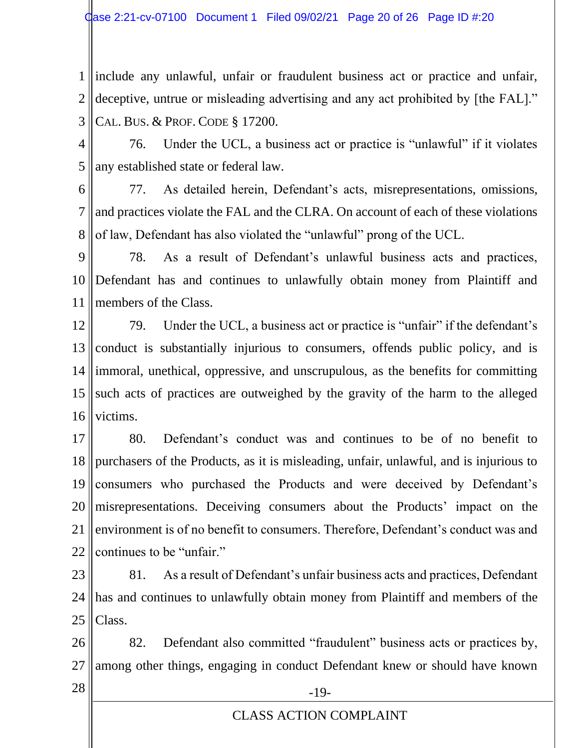include any unlawful, unfair or fraudulent business act or practice and unfair, deceptive, untrue or misleading advertising and any act prohibited by [the FAL]." CAL. BUS. & PROF. CODE § 17200.

76. Under the UCL, a business act or practice is "unlawful" if it violates any established state or federal law.

77. As detailed herein, Defendant's acts, misrepresentations, omissions, and practices violate the FAL and the CLRA. On account of each of these violations of law, Defendant has also violated the "unlawful" prong of the UCL.

78. As a result of Defendant's unlawful business acts and practices, Defendant has and continues to unlawfully obtain money from Plaintiff and members of the Class.

79. Under the UCL, a business act or practice is "unfair" if the defendant's conduct is substantially injurious to consumers, offends public policy, and is immoral, unethical, oppressive, and unscrupulous, as the benefits for committing such acts of practices are outweighed by the gravity of the harm to the alleged victims.

80. Defendant's conduct was and continues to be of no benefit to purchasers of the Products, as it is misleading, unfair, unlawful, and is injurious to consumers who purchased the Products and were deceived by Defendant's misrepresentations. Deceiving consumers about the Products' impact on the environment is of no benefit to consumers. Therefore, Defendant's conduct was and continues to be "unfair."

81. As a result of Defendant's unfair business acts and practices, Defendant has and continues to unlawfully obtain money from Plaintiff and members of the Class.

82. Defendant also committed "fraudulent" business acts or practices by, among other things, engaging in conduct Defendant knew or should have known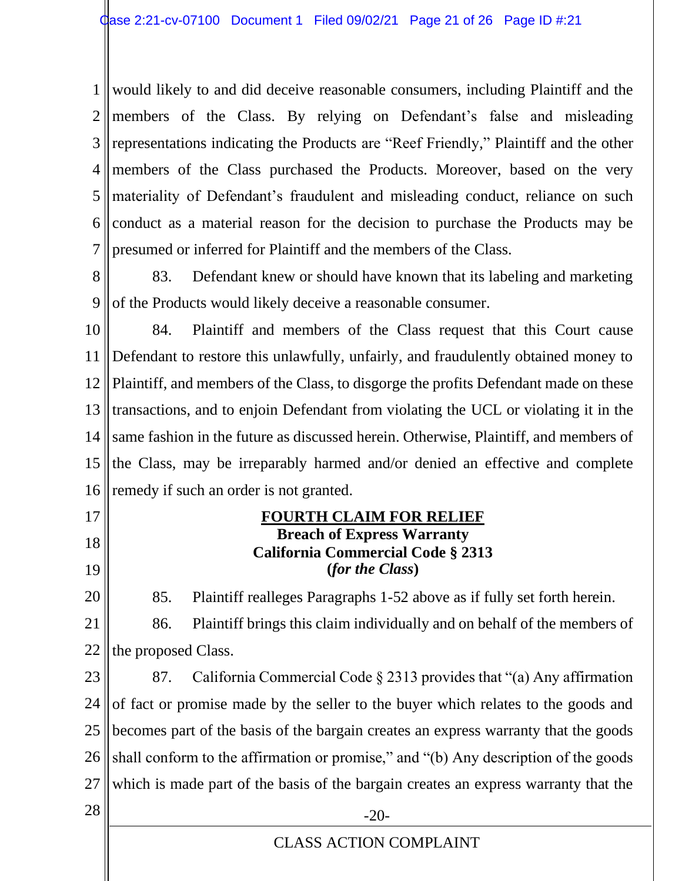would likely to and did deceive reasonable consumers, including Plaintiff and the members of the Class. By relying on Defendant's false and misleading representations indicating the Products are "Reef Friendly," Plaintiff and the other members of the Class purchased the Products. Moreover, based on the very materiality of Defendant's fraudulent and misleading conduct, reliance on such conduct as a material reason for the decision to purchase the Products may be presumed or inferred for Plaintiff and the members of the Class.

83. Defendant knew or should have known that its labeling and marketing of the Products would likely deceive a reasonable consumer.

84. Plaintiff and members of the Class request that this Court cause Defendant to restore this unlawfully, unfairly, and fraudulently obtained money to Plaintiff, and members of the Class, to disgorge the profits Defendant made on these transactions, and to enjoin Defendant from violating the UCL or violating it in the same fashion in the future as discussed herein. Otherwise, Plaintiff, and members of the Class, may be irreparably harmed and/or denied an effective and complete remedy if such an order is not granted.

## FOURTH CLAIM FOR RELIEF
**Breach of Express Warranty**
**California Commercial Code § 2313**
**(*for the Class*)**

85. Plaintiff realleges Paragraphs 1-52 above as if fully set forth herein.

86. Plaintiff brings this claim individually and on behalf of the members of the proposed Class.

87. California Commercial Code § 2313 provides that "(a) Any affirmation of fact or promise made by the seller to the buyer which relates to the goods and becomes part of the basis of the bargain creates an express warranty that the goods shall conform to the affirmation or promise," and "(b) Any description of the goods which is made part of the basis of the bargain creates an express warranty that the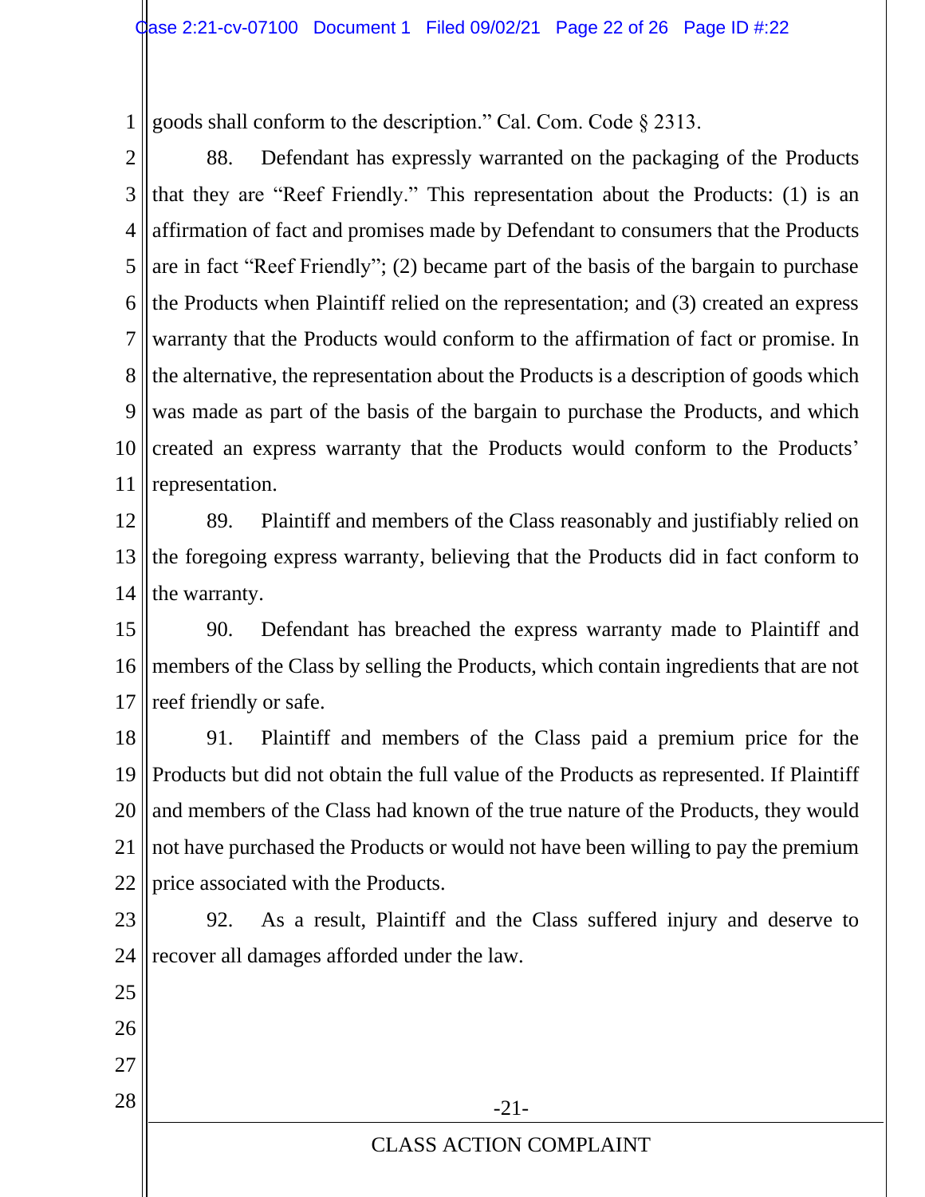goods shall conform to the description." Cal. Com. Code § 2313.

88. Defendant has expressly warranted on the packaging of the Products that they are "Reef Friendly." This representation about the Products: (1) is an affirmation of fact and promises made by Defendant to consumers that the Products are in fact "Reef Friendly"; (2) became part of the basis of the bargain to purchase the Products when Plaintiff relied on the representation; and (3) created an express warranty that the Products would conform to the affirmation of fact or promise. In the alternative, the representation about the Products is a description of goods which was made as part of the basis of the bargain to purchase the Products, and which created an express warranty that the Products would conform to the Products' representation.

89. Plaintiff and members of the Class reasonably and justifiably relied on the foregoing express warranty, believing that the Products did in fact conform to the warranty.

90. Defendant has breached the express warranty made to Plaintiff and members of the Class by selling the Products, which contain ingredients that are not reef friendly or safe.

91. Plaintiff and members of the Class paid a premium price for the Products but did not obtain the full value of the Products as represented. If Plaintiff and members of the Class had known of the true nature of the Products, they would not have purchased the Products or would not have been willing to pay the premium price associated with the Products.

92. As a result, Plaintiff and the Class suffered injury and deserve to recover all damages afforded under the law.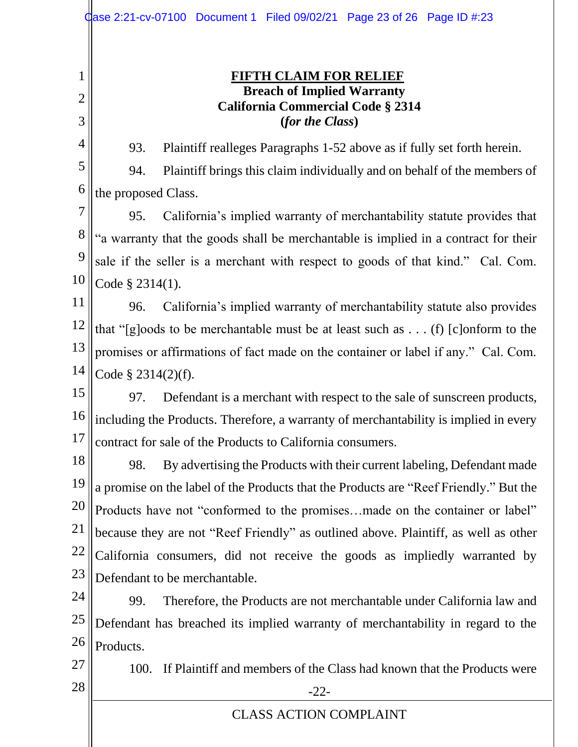**FIFTH CLAIM FOR RELIEF**

**Breach of Implied Warranty**

**California Commercial Code § 2314**

**(*for the Class*)**

93. Plaintiff realleges Paragraphs 1-52 above as if fully set forth herein.

94. Plaintiff brings this claim individually and on behalf of the members of the proposed Class.

95. California's implied warranty of merchantability statute provides that "a warranty that the goods shall be merchantable is implied in a contract for their sale if the seller is a merchant with respect to goods of that kind." Cal. Com. Code § 2314(1).

96. California's implied warranty of merchantability statute also provides that "[g]oods to be merchantable must be at least such as . . . (f) [c]onform to the promises or affirmations of fact made on the container or label if any." Cal. Com. Code § 2314(2)(f).

97. Defendant is a merchant with respect to the sale of sunscreen products, including the Products. Therefore, a warranty of merchantability is implied in every contract for sale of the Products to California consumers.

98. By advertising the Products with their current labeling, Defendant made a promise on the label of the Products that the Products are "Reef Friendly." But the Products have not "conformed to the promises…made on the container or label" because they are not "Reef Friendly" as outlined above. Plaintiff, as well as other California consumers, did not receive the goods as impliedly warranted by Defendant to be merchantable.

99. Therefore, the Products are not merchantable under California law and Defendant has breached its implied warranty of merchantability in regard to the Products.

100. If Plaintiff and members of the Class had known that the Products were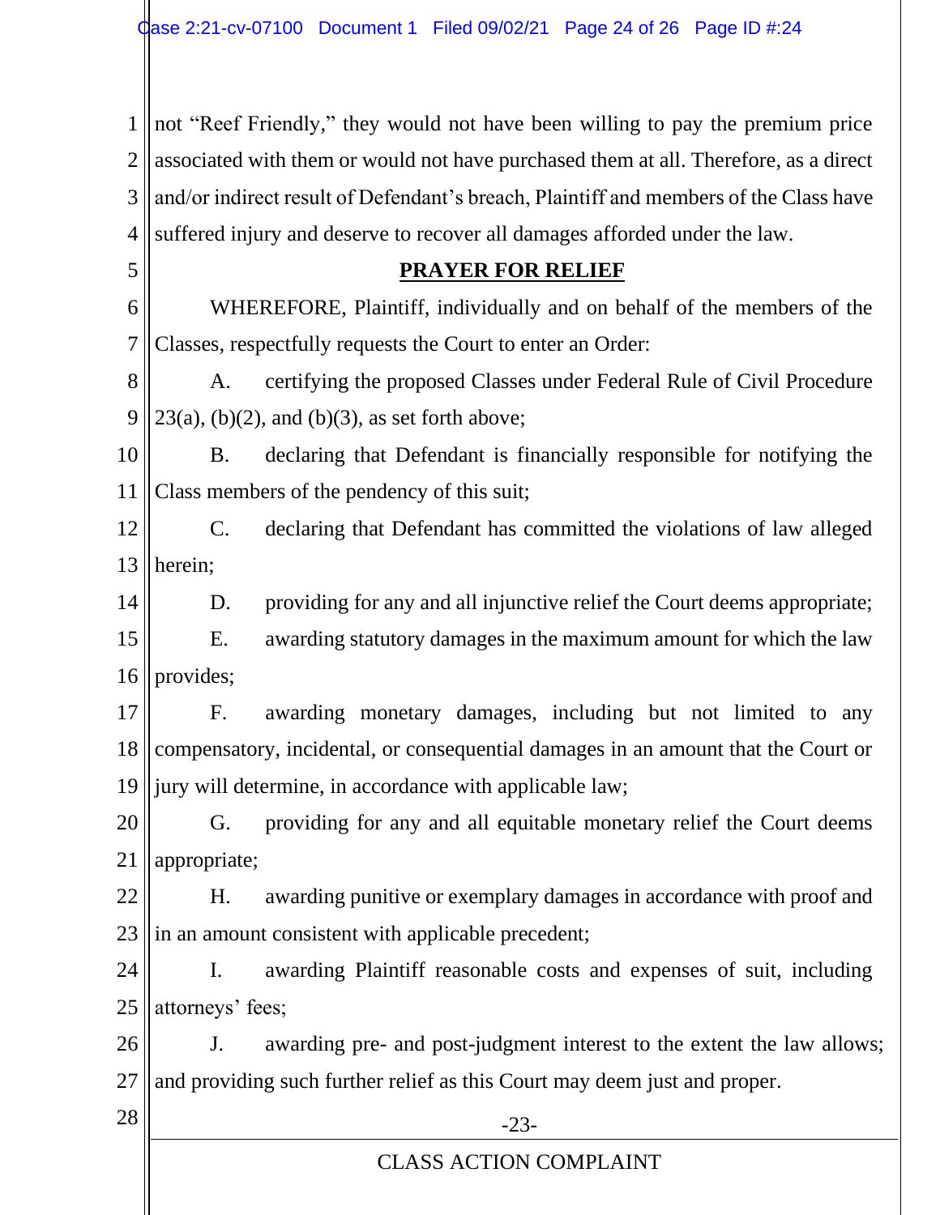not "Reef Friendly," they would not have been willing to pay the premium price associated with them or would not have purchased them at all. Therefore, as a direct and/or indirect result of Defendant's breach, Plaintiff and members of the Class have suffered injury and deserve to recover all damages afforded under the law.

## PRAYER FOR RELIEF

WHEREFORE, Plaintiff, individually and on behalf of the members of the Classes, respectfully requests the Court to enter an Order:

A. certifying the proposed Classes under Federal Rule of Civil Procedure 23(a), (b)(2), and (b)(3), as set forth above;

B. declaring that Defendant is financially responsible for notifying the Class members of the pendency of this suit;

C. declaring that Defendant has committed the violations of law alleged herein;

D. providing for any and all injunctive relief the Court deems appropriate;

E. awarding statutory damages in the maximum amount for which the law provides;

F. awarding monetary damages, including but not limited to any compensatory, incidental, or consequential damages in an amount that the Court or jury will determine, in accordance with applicable law;

G. providing for any and all equitable monetary relief the Court deems appropriate;

H. awarding punitive or exemplary damages in accordance with proof and in an amount consistent with applicable precedent;

I. awarding Plaintiff reasonable costs and expenses of suit, including attorneys' fees;

J. awarding pre- and post-judgment interest to the extent the law allows; and providing such further relief as this Court may deem just and proper.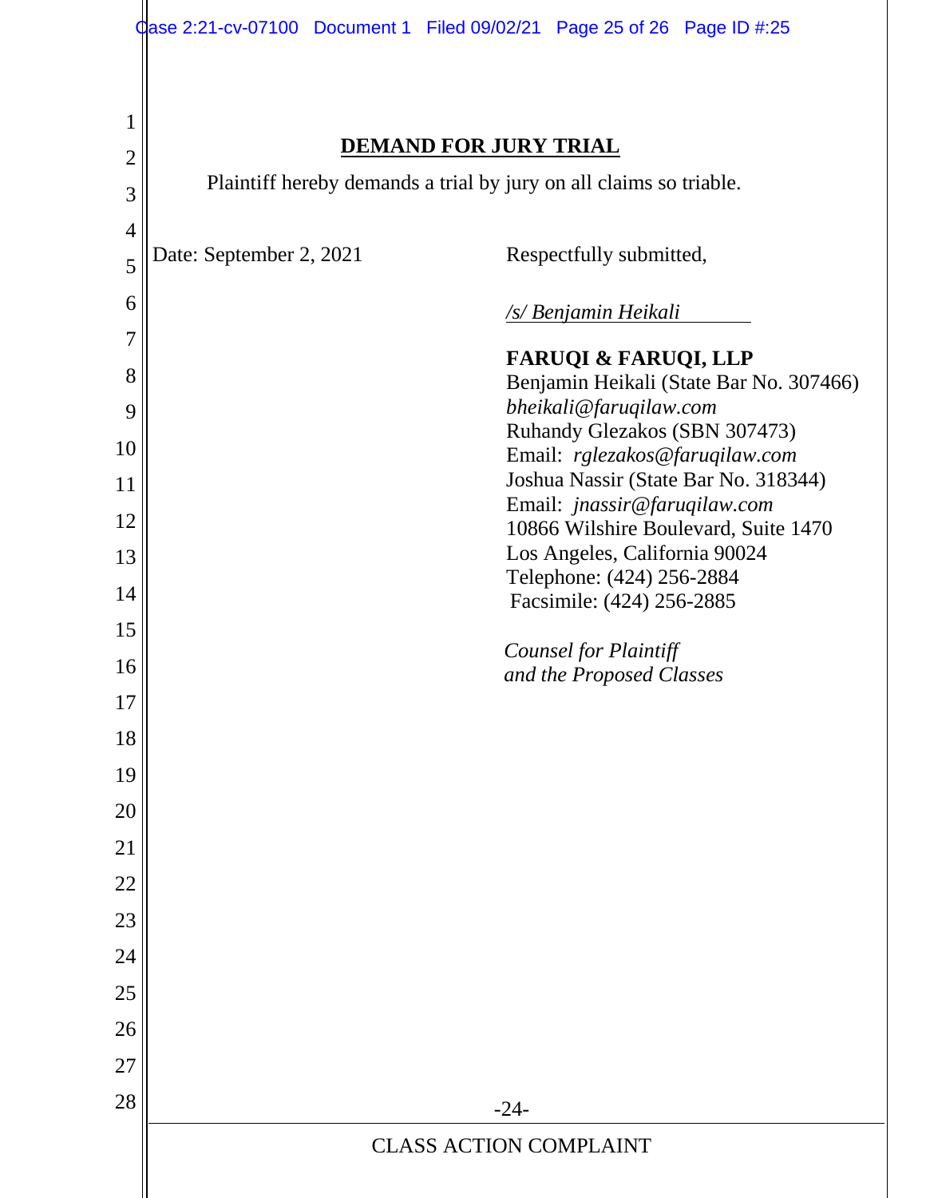## DEMAND FOR JURY TRIAL

Plaintiff hereby demands a trial by jury on all claims so triable.

Date: September 2, 2021

Respectfully submitted,

*/s/ Benjamin Heikali*

**FARUQI & FARUQI, LLP**
Benjamin Heikali (State Bar No. 307466)
*bheikali@faruqilaw.com*
Ruhandy Glezakos (SBN 307473)
Email: *rglezakos@faruqilaw.com*
Joshua Nassir (State Bar No. 318344)
Email: *jnassir@faruqilaw.com*
10866 Wilshire Boulevard, Suite 1470
Los Angeles, California 90024
Telephone: (424) 256-2884
Facsimile: (424) 256-2885

*Counsel for Plaintiff and the Proposed Classes*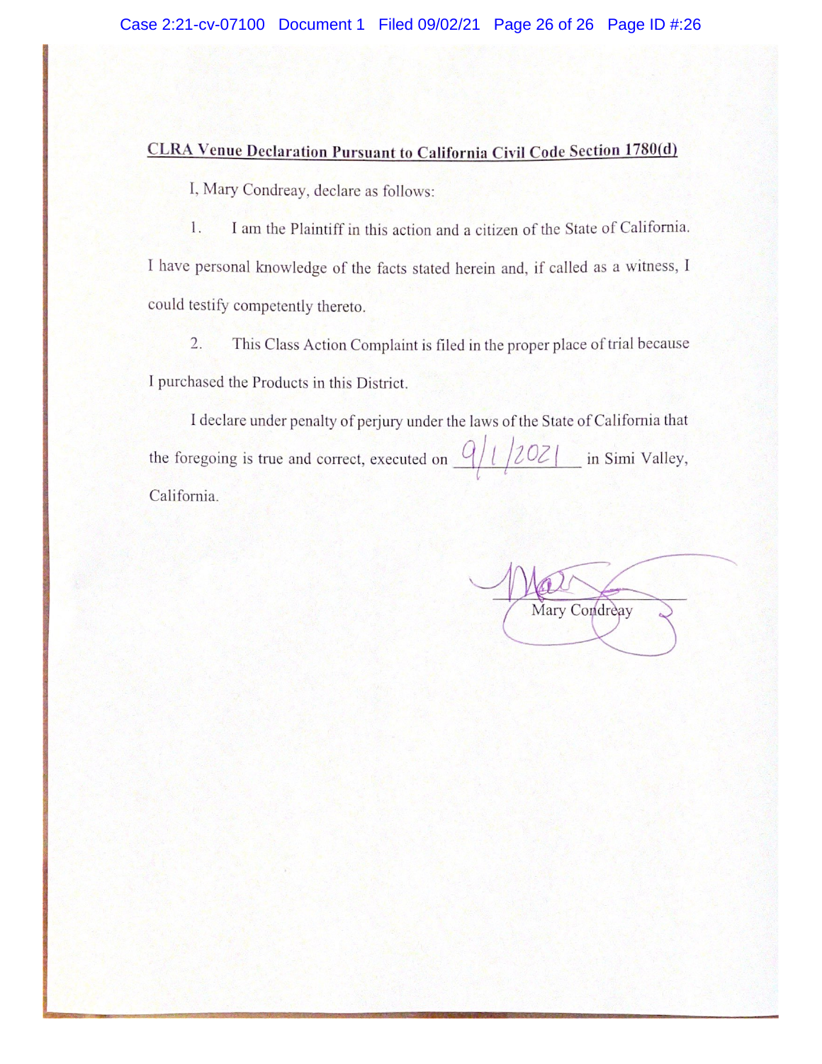**CLRA Venue Declaration Pursuant to California Civil Code Section 1780(d)**

I, Mary Condreay, declare as follows:

1. I am the Plaintiff in this action and a citizen of the State of California. I have personal knowledge of the facts stated herein and, if called as a witness, I could testify competently thereto.

2. This Class Action Complaint is filed in the proper place of trial because I purchased the Products in this District.

I declare under penalty of perjury under the laws of the State of California that the foregoing is true and correct, executed on 9/1/2021 in Simi Valley, California.

Mary Condreay